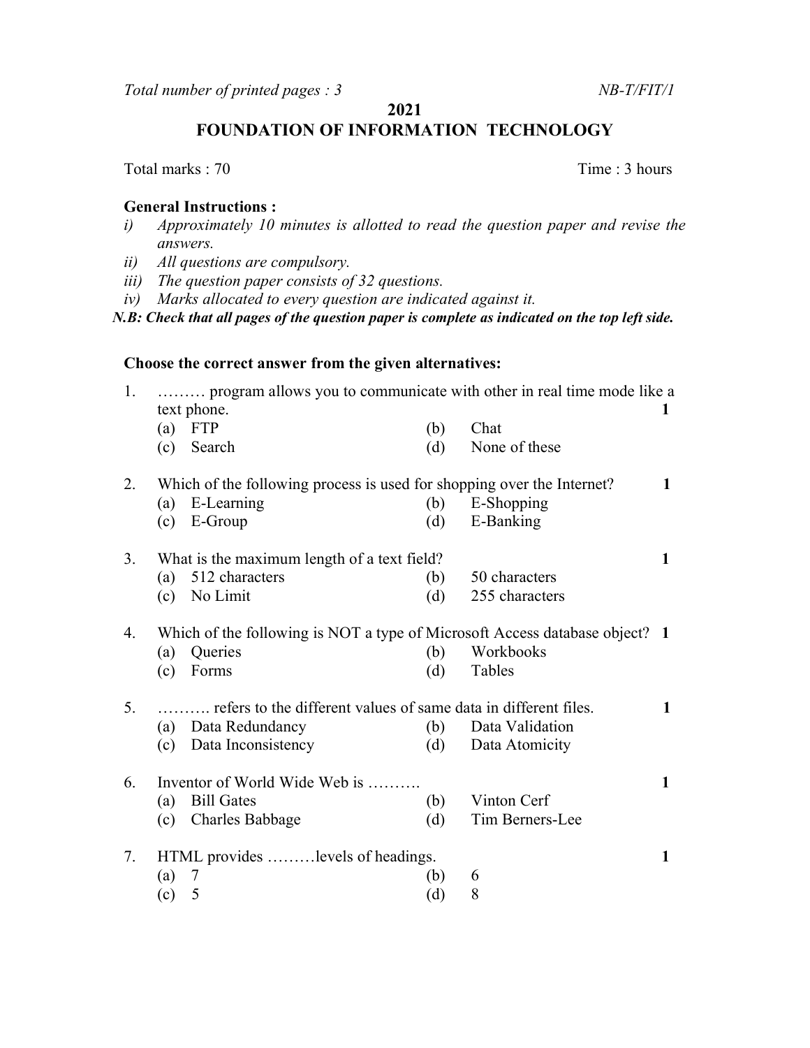*Total number of printed pages : 3* *NB-T/FIT/1*

**2021**

# FOUNDATION OF INFORMATION TECHNOLOGY

Total marks : 70 Time : 3 hours

**General Instructions :**

*i) Approximately 10 minutes is allotted to read the question paper and revise the answers.*

*ii) All questions are compulsory.*

*iii) The question paper consists of 32 questions.*

*iv) Marks allocated to every question are indicated against it.*

***N.B: Check that all pages of the question paper is complete as indicated on the top left side.***

**Choose the correct answer from the given alternatives:**

1. ……… program allows you to communicate with other in real time mode like a text phone. **1**
   - (a) FTP
   - (b) Chat
   - (c) Search
   - (d) None of these

2. Which of the following process is used for shopping over the Internet? **1**
   - (a) E-Learning
   - (b) E-Shopping
   - (c) E-Group
   - (d) E-Banking

3. What is the maximum length of a text field? **1**
   - (a) 512 characters
   - (b) 50 characters
   - (c) No Limit
   - (d) 255 characters

4. Which of the following is NOT a type of Microsoft Access database object? **1**
   - (a) Queries
   - (b) Workbooks
   - (c) Forms
   - (d) Tables

5. ………. refers to the different values of same data in different files. **1**
   - (a) Data Redundancy
   - (b) Data Validation
   - (c) Data Inconsistency
   - (d) Data Atomicity

6. Inventor of World Wide Web is ………. **1**
   - (a) Bill Gates
   - (b) Vinton Cerf
   - (c) Charles Babbage
   - (d) Tim Berners-Lee

7. HTML provides ………levels of headings. **1**
   - (a) 7
   - (b) 6
   - (c) 5
   - (d) 8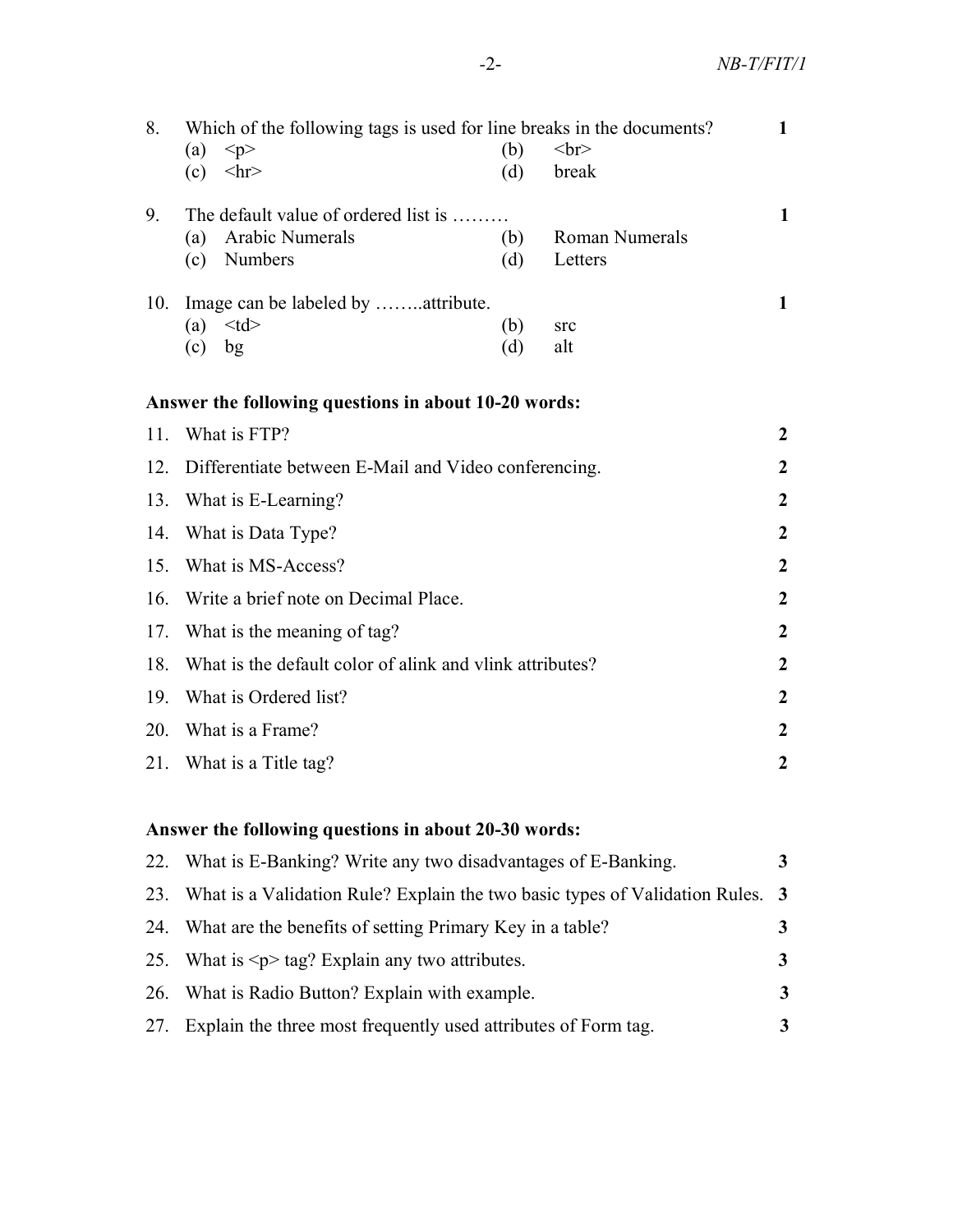8. Which of the following tags is used for line breaks in the documents? **1**
   (a) <p> (b) <br>
   (c) <hr> (d) break

9. The default value of ordered list is ……… **1**
   (a) Arabic Numerals (b) Roman Numerals
   (c) Numbers (d) Letters

10. Image can be labeled by ……..attribute. **1**
    (a) <td> (b) src
    (c) bg (d) alt

**Answer the following questions in about 10-20 words:**

11. What is FTP? **2**
12. Differentiate between E-Mail and Video conferencing. **2**
13. What is E-Learning? **2**
14. What is Data Type? **2**
15. What is MS-Access? **2**
16. Write a brief note on Decimal Place. **2**
17. What is the meaning of tag? **2**
18. What is the default color of alink and vlink attributes? **2**
19. What is Ordered list? **2**
20. What is a Frame? **2**
21. What is a Title tag? **2**

**Answer the following questions in about 20-30 words:**

22. What is E-Banking? Write any two disadvantages of E-Banking. **3**
23. What is a Validation Rule? Explain the two basic types of Validation Rules. **3**
24. What are the benefits of setting Primary Key in a table? **3**
25. What is <p> tag? Explain any two attributes. **3**
26. What is Radio Button? Explain with example. **3**
27. Explain the three most frequently used attributes of Form tag. **3**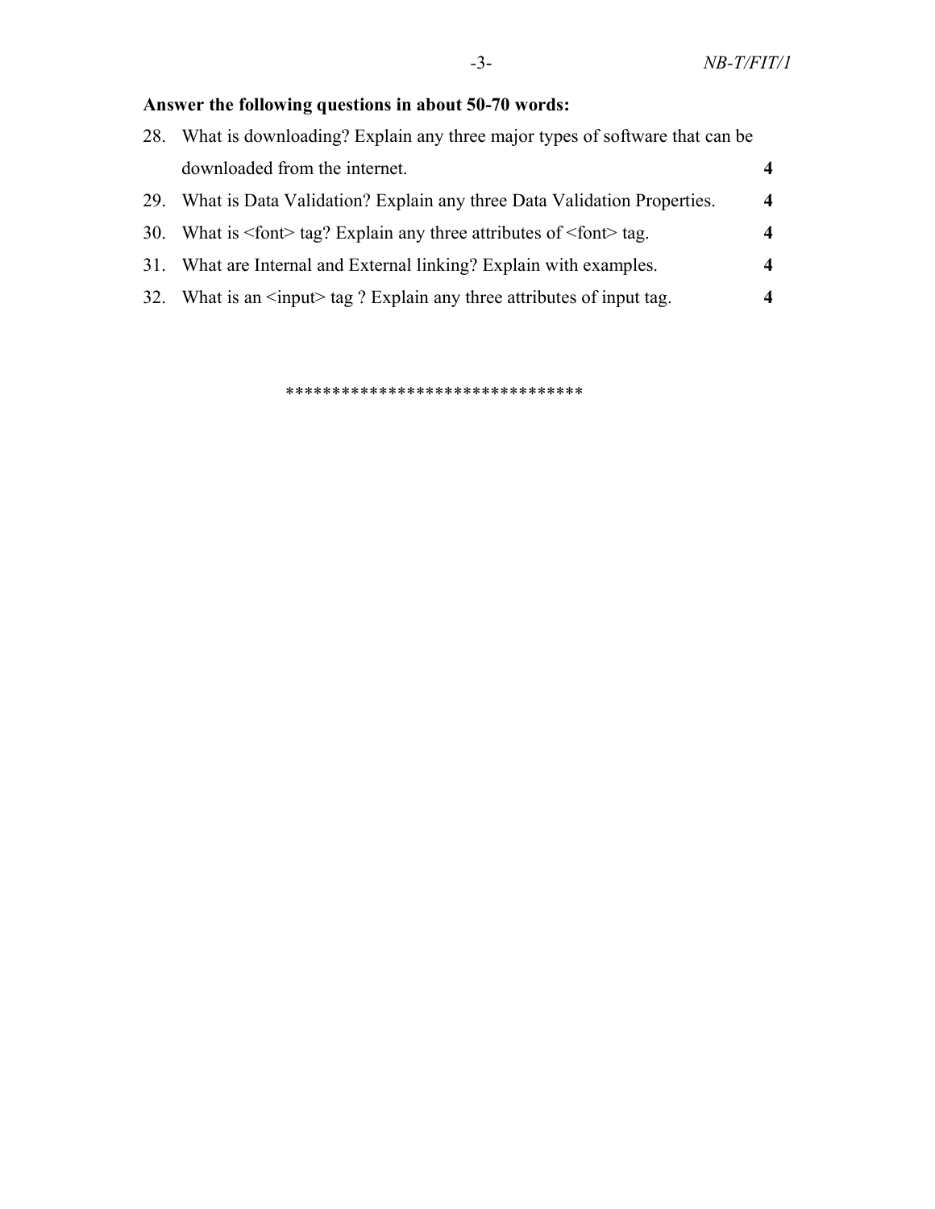**Answer the following questions in about 50-70 words:**

28. What is downloading? Explain any three major types of software that can be downloaded from the internet. **4**

29. What is Data Validation? Explain any three Data Validation Properties. **4**

30. What is <font> tag? Explain any three attributes of <font> tag. **4**

31. What are Internal and External linking? Explain with examples. **4**

32. What is an <input> tag ? Explain any three attributes of input tag. **4**

*******************************